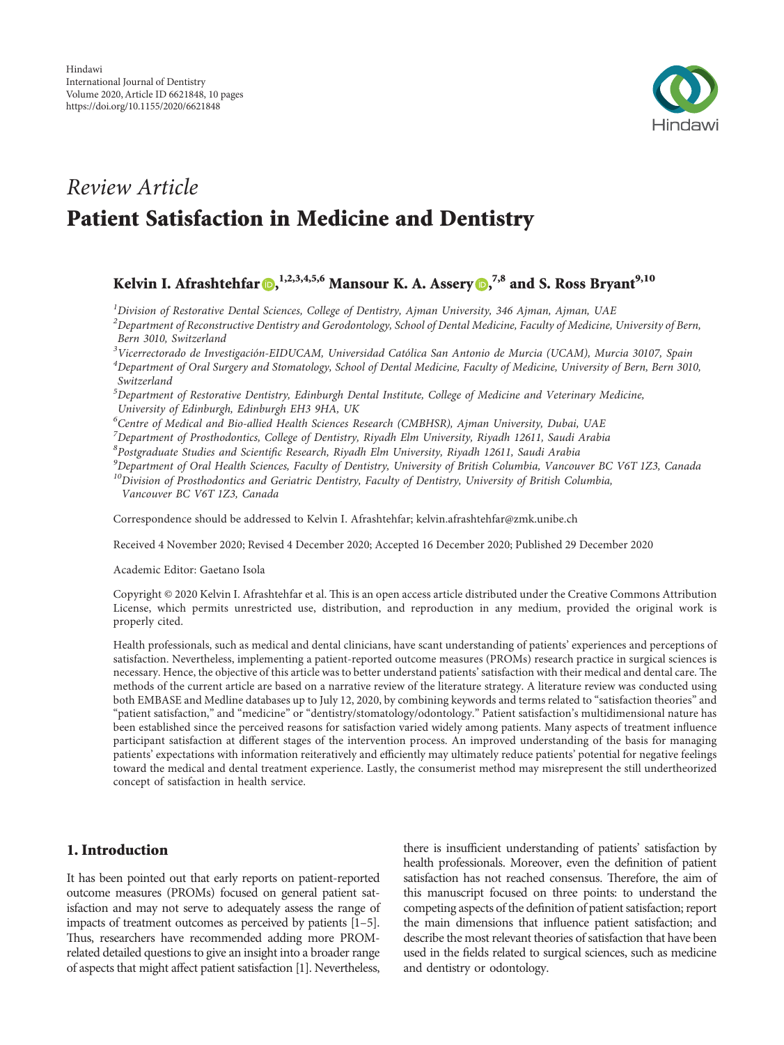Hindawi
International Journal of Dentistry
Volume 2020, Article ID 6621848, 10 pages
https://doi.org/10.1155/2020/6621848

*Review Article*

# Patient Satisfaction in Medicine and Dentistry

**Kelvin I. Afrashtehfar**[1,2,3,4,5,6] **Mansour K. A. Assery**[7,8] **and S. Ross Bryant**[9,10]

[1] *Division of Restorative Dental Sciences, College of Dentistry, Ajman University, 346 Ajman, Ajman, UAE*
[2] *Department of Reconstructive Dentistry and Gerodontology, School of Dental Medicine, Faculty of Medicine, University of Bern, Bern 3010, Switzerland*
[3] *Vicerrectorado de Investigación-EIDUCAM, Universidad Católica San Antonio de Murcia (UCAM), Murcia 30107, Spain*
[4] *Department of Oral Surgery and Stomatology, School of Dental Medicine, Faculty of Medicine, University of Bern, Bern 3010, Switzerland*
[5] *Department of Restorative Dentistry, Edinburgh Dental Institute, College of Medicine and Veterinary Medicine, University of Edinburgh, Edinburgh EH3 9HA, UK*
[6] *Centre of Medical and Bio-allied Health Sciences Research (CMBHSR), Ajman University, Dubai, UAE*
[7] *Department of Prosthodontics, College of Dentistry, Riyadh Elm University, Riyadh 12611, Saudi Arabia*
[8] *Postgraduate Studies and Scientific Research, Riyadh Elm University, Riyadh 12611, Saudi Arabia*
[9] *Department of Oral Health Sciences, Faculty of Dentistry, University of British Columbia, Vancouver BC V6T 1Z3, Canada*
[10] *Division of Prosthodontics and Geriatric Dentistry, Faculty of Dentistry, University of British Columbia, Vancouver BC V6T 1Z3, Canada*

Correspondence should be addressed to Kelvin I. Afrashtehfar; kelvin.afrashtehfar@zmk.unibe.ch

Received 4 November 2020; Revised 4 December 2020; Accepted 16 December 2020; Published 29 December 2020

Academic Editor: Gaetano Isola

Copyright © 2020 Kelvin I. Afrashtehfar et al. This is an open access article distributed under the Creative Commons Attribution License, which permits unrestricted use, distribution, and reproduction in any medium, provided the original work is properly cited.

Health professionals, such as medical and dental clinicians, have scant understanding of patients' experiences and perceptions of satisfaction. Nevertheless, implementing a patient-reported outcome measures (PROMs) research practice in surgical sciences is necessary. Hence, the objective of this article was to better understand patients' satisfaction with their medical and dental care. The methods of the current article are based on a narrative review of the literature strategy. A literature review was conducted using both EMBASE and Medline databases up to July 12, 2020, by combining keywords and terms related to "satisfaction theories" and "patient satisfaction," and "medicine" or "dentistry/stomatology/odontology." Patient satisfaction's multidimensional nature has been established since the perceived reasons for satisfaction varied widely among patients. Many aspects of treatment influence participant satisfaction at different stages of the intervention process. An improved understanding of the basis for managing patients' expectations with information reiteratively and efficiently may ultimately reduce patients' potential for negative feelings toward the medical and dental treatment experience. Lastly, the consumerist method may misrepresent the still undertheorized concept of satisfaction in health service.

## 1. Introduction

It has been pointed out that early reports on patient-reported outcome measures (PROMs) focused on general patient satisfaction and may not serve to adequately assess the range of impacts of treatment outcomes as perceived by patients [1–5]. Thus, researchers have recommended adding more PROM-related detailed questions to give an insight into a broader range of aspects that might affect patient satisfaction [1]. Nevertheless, there is insufficient understanding of patients' satisfaction by health professionals. Moreover, even the definition of patient satisfaction has not reached consensus. Therefore, the aim of this manuscript focused on three points: to understand the competing aspects of the definition of patient satisfaction; report the main dimensions that influence patient satisfaction; and describe the most relevant theories of satisfaction that have been used in the fields related to surgical sciences, such as medicine and dentistry or odontology.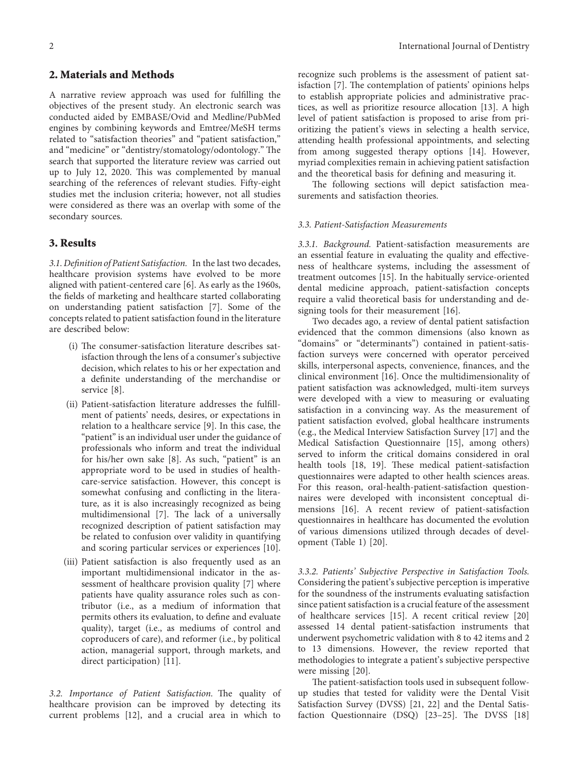## 2. Materials and Methods

A narrative review approach was used for fulfilling the objectives of the present study. An electronic search was conducted aided by EMBASE/Ovid and Medline/PubMed engines by combining keywords and Emtree/MeSH terms related to "satisfaction theories" and "patient satisfaction," and "medicine" or "dentistry/stomatology/odontology." The search that supported the literature review was carried out up to July 12, 2020. This was complemented by manual searching of the references of relevant studies. Fifty-eight studies met the inclusion criteria; however, not all studies were considered as there was an overlap with some of the secondary sources.

## 3. Results

*3.1. Definition of Patient Satisfaction.* In the last two decades, healthcare provision systems have evolved to be more aligned with patient-centered care [6]. As early as the 1960s, the fields of marketing and healthcare started collaborating on understanding patient satisfaction [7]. Some of the concepts related to patient satisfaction found in the literature are described below:

(i) The consumer-satisfaction literature describes satisfaction through the lens of a consumer's subjective decision, which relates to his or her expectation and a definite understanding of the merchandise or service [8].

(ii) Patient-satisfaction literature addresses the fulfillment of patients' needs, desires, or expectations in relation to a healthcare service [9]. In this case, the "patient" is an individual user under the guidance of professionals who inform and treat the individual for his/her own sake [8]. As such, "patient" is an appropriate word to be used in studies of healthcare-service satisfaction. However, this concept is somewhat confusing and conflicting in the literature, as it is also increasingly recognized as being multidimensional [7]. The lack of a universally recognized description of patient satisfaction may be related to confusion over validity in quantifying and scoring particular services or experiences [10].

(iii) Patient satisfaction is also frequently used as an important multidimensional indicator in the assessment of healthcare provision quality [7] where patients have quality assurance roles such as contributor (i.e., as a medium of information that permits others its evaluation, to define and evaluate quality), target (i.e., as mediums of control and coproducers of care), and reformer (i.e., by political action, managerial support, through markets, and direct participation) [11].

*3.2. Importance of Patient Satisfaction.* The quality of healthcare provision can be improved by detecting its current problems [12], and a crucial area in which to recognize such problems is the assessment of patient satisfaction [7]. The contemplation of patients' opinions helps to establish appropriate policies and administrative practices, as well as prioritize resource allocation [13]. A high level of patient satisfaction is proposed to arise from prioritizing the patient's views in selecting a health service, attending health professional appointments, and selecting from among suggested therapy options [14]. However, myriad complexities remain in achieving patient satisfaction and the theoretical basis for defining and measuring it.

The following sections will depict satisfaction measurements and satisfaction theories.

*3.3. Patient-Satisfaction Measurements*

*3.3.1. Background.* Patient-satisfaction measurements are an essential feature in evaluating the quality and effectiveness of healthcare systems, including the assessment of treatment outcomes [15]. In the habitually service-oriented dental medicine approach, patient-satisfaction concepts require a valid theoretical basis for understanding and designing tools for their measurement [16].

Two decades ago, a review of dental patient satisfaction evidenced that the common dimensions (also known as "domains" or "determinants") contained in patient-satisfaction surveys were concerned with operator perceived skills, interpersonal aspects, convenience, finances, and the clinical environment [16]. Once the multidimensionality of patient satisfaction was acknowledged, multi-item surveys were developed with a view to measuring or evaluating satisfaction in a convincing way. As the measurement of patient satisfaction evolved, global healthcare instruments (e.g., the Medical Interview Satisfaction Survey [17] and the Medical Satisfaction Questionnaire [15], among others) served to inform the critical domains considered in oral health tools [18, 19]. These medical patient-satisfaction questionnaires were adapted to other health sciences areas. For this reason, oral-health-patient-satisfaction questionnaires were developed with inconsistent conceptual dimensions [16]. A recent review of patient-satisfaction questionnaires in healthcare has documented the evolution of various dimensions utilized through decades of development (Table 1) [20].

*3.3.2. Patients' Subjective Perspective in Satisfaction Tools.* Considering the patient's subjective perception is imperative for the soundness of the instruments evaluating satisfaction since patient satisfaction is a crucial feature of the assessment of healthcare services [15]. A recent critical review [20] assessed 14 dental patient-satisfaction instruments that underwent psychometric validation with 8 to 42 items and 2 to 13 dimensions. However, the review reported that methodologies to integrate a patient's subjective perspective were missing [20].

The patient-satisfaction tools used in subsequent follow-up studies that tested for validity were the Dental Visit Satisfaction Survey (DVSS) [21, 22] and the Dental Satisfaction Questionnaire (DSQ) [23–25]. The DVSS [18]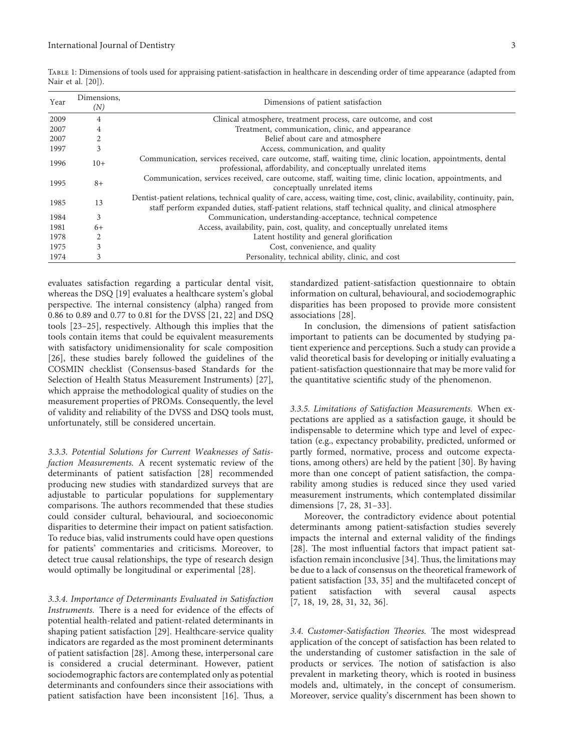Table 1: Dimensions of tools used for appraising patient-satisfaction in healthcare in descending order of time appearance (adapted from Nair et al. [20]).

| Year | Dimensions, (N) | Dimensions of patient satisfaction |
|---|---|---|
| 2009 | 4 | Clinical atmosphere, treatment process, care outcome, and cost |
| 2007 | 4 | Treatment, communication, clinic, and appearance |
| 2007 | 2 | Belief about care and atmosphere |
| 1997 | 3 | Access, communication, and quality |
| 1996 | 10+ | Communication, services received, care outcome, staff, waiting time, clinic location, appointments, dental professional, affordability, and conceptually unrelated items |
| 1995 | 8+ | Communication, services received, care outcome, staff, waiting time, clinic location, appointments, and conceptually unrelated items |
| 1985 | 13 | Dentist-patient relations, technical quality of care, access, waiting time, cost, clinic, availability, continuity, pain, staff perform expanded duties, staff-patient relations, staff technical quality, and clinical atmosphere |
| 1984 | 3 | Communication, understanding-acceptance, technical competence |
| 1981 | 6+ | Access, availability, pain, cost, quality, and conceptually unrelated items |
| 1978 | 2 | Latent hostility and general glorification |
| 1975 | 3 | Cost, convenience, and quality |
| 1974 | 3 | Personality, technical ability, clinic, and cost |

evaluates satisfaction regarding a particular dental visit, whereas the DSQ [19] evaluates a healthcare system's global perspective. The internal consistency (alpha) ranged from 0.86 to 0.89 and 0.77 to 0.81 for the DVSS [21, 22] and DSQ tools [23–25], respectively. Although this implies that the tools contain items that could be equivalent measurements with satisfactory unidimensionality for scale composition [26], these studies barely followed the guidelines of the COSMIN checklist (Consensus-based Standards for the Selection of Health Status Measurement Instruments) [27], which appraise the methodological quality of studies on the measurement properties of PROMs. Consequently, the level of validity and reliability of the DVSS and DSQ tools must, unfortunately, still be considered uncertain.

*3.3.3. Potential Solutions for Current Weaknesses of Satisfaction Measurements.* A recent systematic review of the determinants of patient satisfaction [28] recommended producing new studies with standardized surveys that are adjustable to particular populations for supplementary comparisons. The authors recommended that these studies could consider cultural, behavioural, and socioeconomic disparities to determine their impact on patient satisfaction. To reduce bias, valid instruments could have open questions for patients' commentaries and criticisms. Moreover, to detect true causal relationships, the type of research design would optimally be longitudinal or experimental [28].

*3.3.4. Importance of Determinants Evaluated in Satisfaction Instruments.* There is a need for evidence of the effects of potential health-related and patient-related determinants in shaping patient satisfaction [29]. Healthcare-service quality indicators are regarded as the most prominent determinants of patient satisfaction [28]. Among these, interpersonal care is considered a crucial determinant. However, patient sociodemographic factors are contemplated only as potential determinants and confounders since their associations with patient satisfaction have been inconsistent [16]. Thus, a standardized patient-satisfaction questionnaire to obtain information on cultural, behavioural, and sociodemographic disparities has been proposed to provide more consistent associations [28].

In conclusion, the dimensions of patient satisfaction important to patients can be documented by studying patient experience and perceptions. Such a study can provide a valid theoretical basis for developing or initially evaluating a patient-satisfaction questionnaire that may be more valid for the quantitative scientific study of the phenomenon.

*3.3.5. Limitations of Satisfaction Measurements.* When expectations are applied as a satisfaction gauge, it should be indispensable to determine which type and level of expectation (e.g., expectancy probability, predicted, unformed or partly formed, normative, process and outcome expectations, among others) are held by the patient [30]. By having more than one concept of patient satisfaction, the comparability among studies is reduced since they used varied measurement instruments, which contemplated dissimilar dimensions [7, 28, 31–33].

Moreover, the contradictory evidence about potential determinants among patient-satisfaction studies severely impacts the internal and external validity of the findings [28]. The most influential factors that impact patient satisfaction remain inconclusive [34]. Thus, the limitations may be due to a lack of consensus on the theoretical framework of patient satisfaction [33, 35] and the multifaceted concept of patient satisfaction with several causal aspects [7, 18, 19, 28, 31, 32, 36].

*3.4. Customer-Satisfaction Theories.* The most widespread application of the concept of satisfaction has been related to the understanding of customer satisfaction in the sale of products or services. The notion of satisfaction is also prevalent in marketing theory, which is rooted in business models and, ultimately, in the concept of consumerism. Moreover, service quality's discernment has been shown to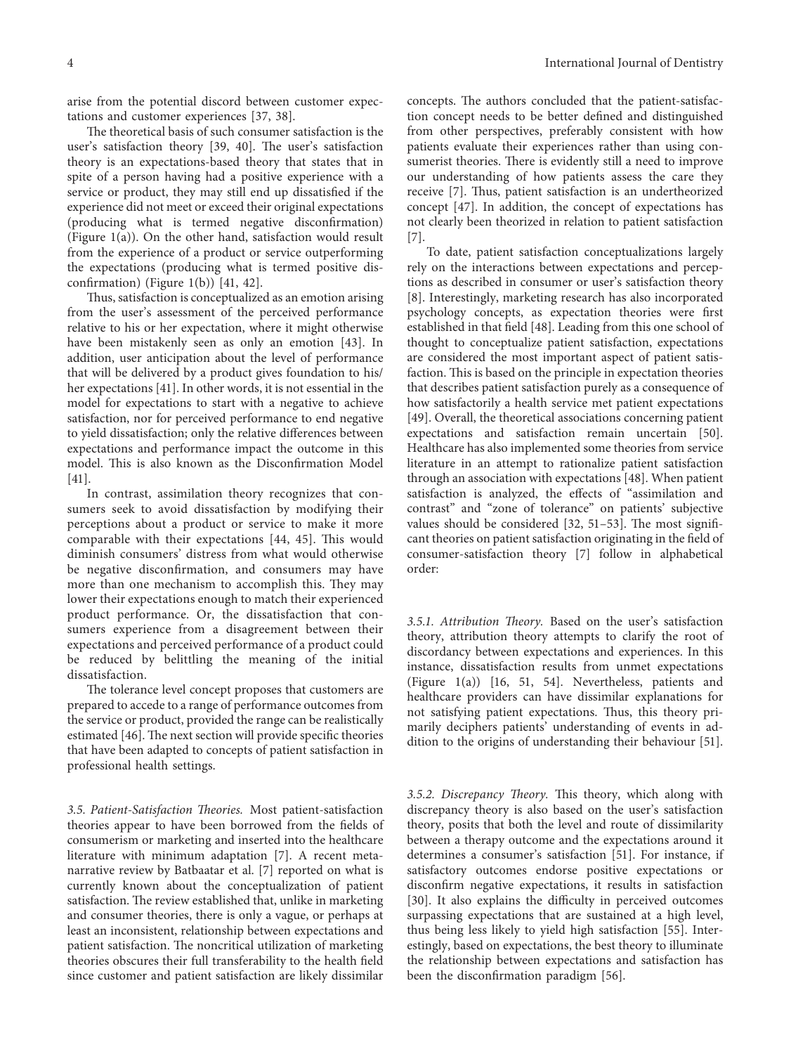arise from the potential discord between customer expectations and customer experiences [37, 38].

The theoretical basis of such consumer satisfaction is the user's satisfaction theory [39, 40]. The user's satisfaction theory is an expectations-based theory that states that in spite of a person having had a positive experience with a service or product, they may still end up dissatisfied if the experience did not meet or exceed their original expectations (producing what is termed negative disconfirmation) (Figure 1(a)). On the other hand, satisfaction would result from the experience of a product or service outperforming the expectations (producing what is termed positive disconfirmation) (Figure 1(b)) [41, 42].

Thus, satisfaction is conceptualized as an emotion arising from the user's assessment of the perceived performance relative to his or her expectation, where it might otherwise have been mistakenly seen as only an emotion [43]. In addition, user anticipation about the level of performance that will be delivered by a product gives foundation to his/her expectations [41]. In other words, it is not essential in the model for expectations to start with a negative to achieve satisfaction, nor for perceived performance to end negative to yield dissatisfaction; only the relative differences between expectations and performance impact the outcome in this model. This is also known as the Disconfirmation Model [41].

In contrast, assimilation theory recognizes that consumers seek to avoid dissatisfaction by modifying their perceptions about a product or service to make it more comparable with their expectations [44, 45]. This would diminish consumers' distress from what would otherwise be negative disconfirmation, and consumers may have more than one mechanism to accomplish this. They may lower their expectations enough to match their experienced product performance. Or, the dissatisfaction that consumers experience from a disagreement between their expectations and perceived performance of a product could be reduced by belittling the meaning of the initial dissatisfaction.

The tolerance level concept proposes that customers are prepared to accede to a range of performance outcomes from the service or product, provided the range can be realistically estimated [46]. The next section will provide specific theories that have been adapted to concepts of patient satisfaction in professional health settings.

### 3.5. Patient-Satisfaction Theories.

Most patient-satisfaction theories appear to have been borrowed from the fields of consumerism or marketing and inserted into the healthcare literature with minimum adaptation [7]. A recent meta-narrative review by Batbaatar et al. [7] reported on what is currently known about the conceptualization of patient satisfaction. The review established that, unlike in marketing and consumer theories, there is only a vague, or perhaps at least an inconsistent, relationship between expectations and patient satisfaction. The noncritical utilization of marketing theories obscures their full transferability to the health field since customer and patient satisfaction are likely dissimilar concepts. The authors concluded that the patient-satisfaction concept needs to be better defined and distinguished from other perspectives, preferably consistent with how patients evaluate their experiences rather than using consumerist theories. There is evidently still a need to improve our understanding of how patients assess the care they receive [7]. Thus, patient satisfaction is an undertheorized concept [47]. In addition, the concept of expectations has not clearly been theorized in relation to patient satisfaction [7].

To date, patient satisfaction conceptualizations largely rely on the interactions between expectations and perceptions as described in consumer or user's satisfaction theory [8]. Interestingly, marketing research has also incorporated psychology concepts, as expectation theories were first established in that field [48]. Leading from this one school of thought to conceptualize patient satisfaction, expectations are considered the most important aspect of patient satisfaction. This is based on the principle in expectation theories that describes patient satisfaction purely as a consequence of how satisfactorily a health service met patient expectations [49]. Overall, the theoretical associations concerning patient expectations and satisfaction remain uncertain [50]. Healthcare has also implemented some theories from service literature in an attempt to rationalize patient satisfaction through an association with expectations [48]. When patient satisfaction is analyzed, the effects of "assimilation and contrast" and "zone of tolerance" on patients' subjective values should be considered [32, 51–53]. The most significant theories on patient satisfaction originating in the field of consumer-satisfaction theory [7] follow in alphabetical order:

#### 3.5.1. Attribution Theory.

Based on the user's satisfaction theory, attribution theory attempts to clarify the root of discordancy between expectations and experiences. In this instance, dissatisfaction results from unmet expectations (Figure 1(a)) [16, 51, 54]. Nevertheless, patients and healthcare providers can have dissimilar explanations for not satisfying patient expectations. Thus, this theory primarily deciphers patients' understanding of events in addition to the origins of understanding their behaviour [51].

#### 3.5.2. Discrepancy Theory.

This theory, which along with discrepancy theory is also based on the user's satisfaction theory, posits that both the level and route of dissimilarity between a therapy outcome and the expectations around it determines a consumer's satisfaction [51]. For instance, if satisfactory outcomes endorse positive expectations or disconfirm negative expectations, it results in satisfaction [30]. It also explains the difficulty in perceived outcomes surpassing expectations that are sustained at a high level, thus being less likely to yield high satisfaction [55]. Interestingly, based on expectations, the best theory to illuminate the relationship between expectations and satisfaction has been the disconfirmation paradigm [56].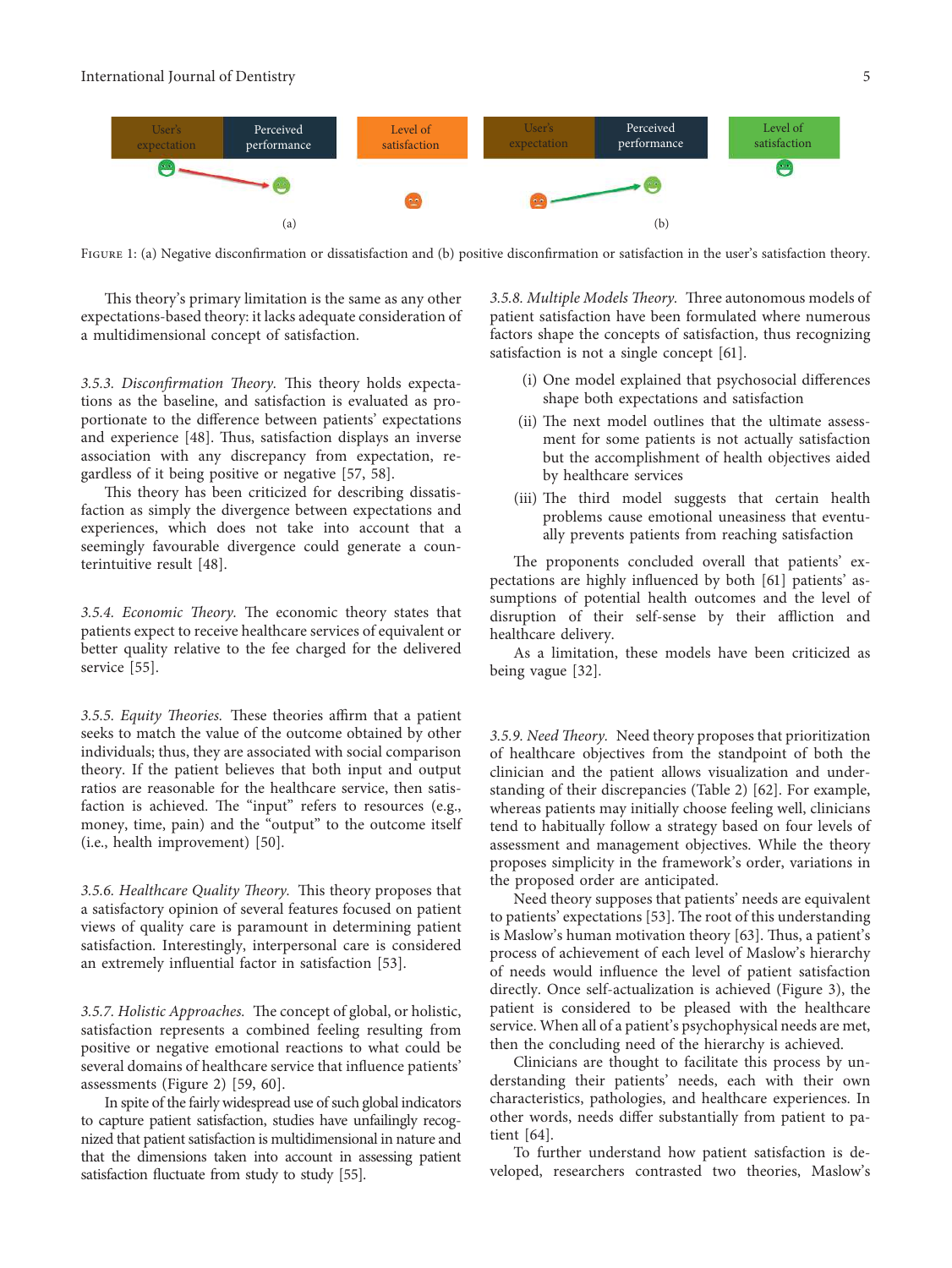FIGURE 1: (a) Negative disconfirmation or dissatisfaction and (b) positive disconfirmation or satisfaction in the user's satisfaction theory.

This theory's primary limitation is the same as any other expectations-based theory: it lacks adequate consideration of a multidimensional concept of satisfaction.

*3.5.3. Disconfirmation Theory.* This theory holds expectations as the baseline, and satisfaction is evaluated as proportionate to the difference between patients' expectations and experience [48]. Thus, satisfaction displays an inverse association with any discrepancy from expectation, regardless of it being positive or negative [57, 58].

This theory has been criticized for describing dissatisfaction as simply the divergence between expectations and experiences, which does not take into account that a seemingly favourable divergence could generate a counterintuitive result [48].

*3.5.4. Economic Theory.* The economic theory states that patients expect to receive healthcare services of equivalent or better quality relative to the fee charged for the delivered service [55].

*3.5.5. Equity Theories.* These theories affirm that a patient seeks to match the value of the outcome obtained by other individuals; thus, they are associated with social comparison theory. If the patient believes that both input and output ratios are reasonable for the healthcare service, then satisfaction is achieved. The "input" refers to resources (e.g., money, time, pain) and the "output" to the outcome itself (i.e., health improvement) [50].

*3.5.6. Healthcare Quality Theory.* This theory proposes that a satisfactory opinion of several features focused on patient views of quality care is paramount in determining patient satisfaction. Interestingly, interpersonal care is considered an extremely influential factor in satisfaction [53].

*3.5.7. Holistic Approaches.* The concept of global, or holistic, satisfaction represents a combined feeling resulting from positive or negative emotional reactions to what could be several domains of healthcare service that influence patients' assessments (Figure 2) [59, 60].

In spite of the fairly widespread use of such global indicators to capture patient satisfaction, studies have unfailingly recognized that patient satisfaction is multidimensional in nature and that the dimensions taken into account in assessing patient satisfaction fluctuate from study to study [55].

*3.5.8. Multiple Models Theory.* Three autonomous models of patient satisfaction have been formulated where numerous factors shape the concepts of satisfaction, thus recognizing satisfaction is not a single concept [61].

(i) One model explained that psychosocial differences shape both expectations and satisfaction

(ii) The next model outlines that the ultimate assessment for some patients is not actually satisfaction but the accomplishment of health objectives aided by healthcare services

(iii) The third model suggests that certain health problems cause emotional uneasiness that eventually prevents patients from reaching satisfaction

The proponents concluded overall that patients' expectations are highly influenced by both [61] patients' assumptions of potential health outcomes and the level of disruption of their self-sense by their affliction and healthcare delivery.

As a limitation, these models have been criticized as being vague [32].

*3.5.9. Need Theory.* Need theory proposes that prioritization of healthcare objectives from the standpoint of both the clinician and the patient allows visualization and understanding of their discrepancies (Table 2) [62]. For example, whereas patients may initially choose feeling well, clinicians tend to habitually follow a strategy based on four levels of assessment and management objectives. While the theory proposes simplicity in the framework's order, variations in the proposed order are anticipated.

Need theory supposes that patients' needs are equivalent to patients' expectations [53]. The root of this understanding is Maslow's human motivation theory [63]. Thus, a patient's process of achievement of each level of Maslow's hierarchy of needs would influence the level of patient satisfaction directly. Once self-actualization is achieved (Figure 3), the patient is considered to be pleased with the healthcare service. When all of a patient's psychophysical needs are met, then the concluding need of the hierarchy is achieved.

Clinicians are thought to facilitate this process by understanding their patients' needs, each with their own characteristics, pathologies, and healthcare experiences. In other words, needs differ substantially from patient to patient [64].

To further understand how patient satisfaction is developed, researchers contrasted two theories, Maslow's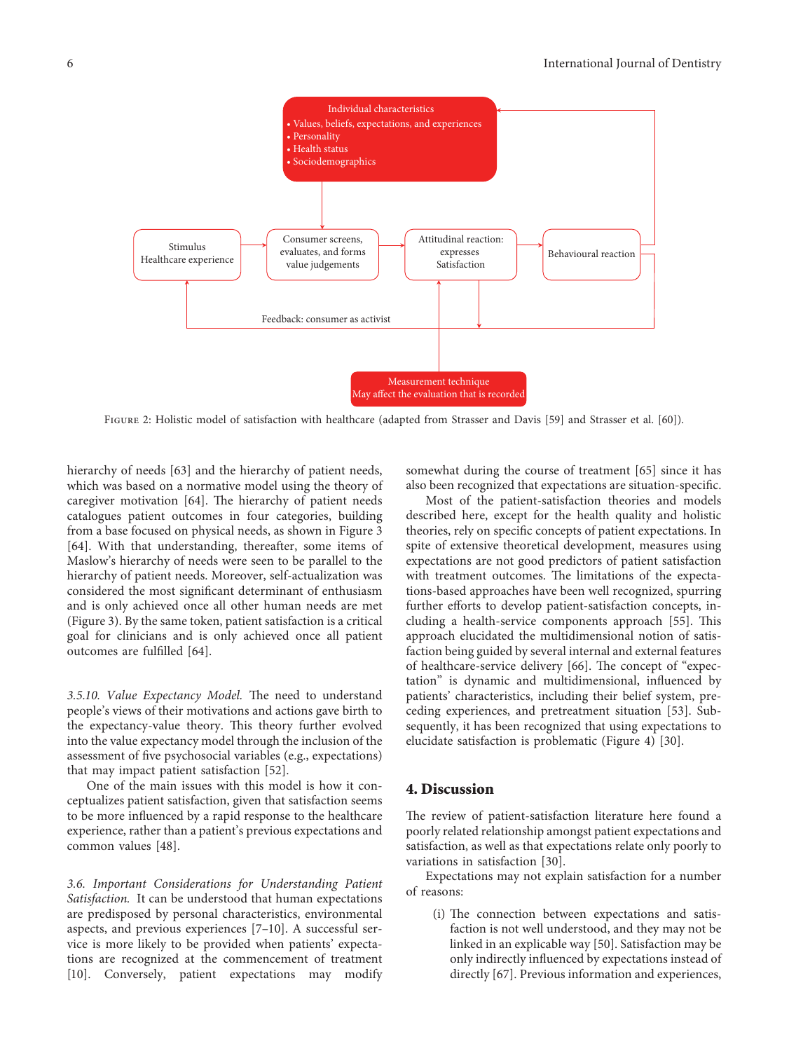Individual characteristics
- Values, beliefs, expectations, and experiences
- Personality
- Health status
- Sociodemographics

Stimulus Healthcare experience → Consumer screens, evaluates, and forms value judgements → Attitudinal reaction: expresses Satisfaction → Behavioural reaction

Feedback: consumer as activist

Measurement technique May affect the evaluation that is recorded

Figure 2: Holistic model of satisfaction with healthcare (adapted from Strasser and Davis [59] and Strasser et al. [60]).

hierarchy of needs [63] and the hierarchy of patient needs, which was based on a normative model using the theory of caregiver motivation [64]. The hierarchy of patient needs catalogues patient outcomes in four categories, building from a base focused on physical needs, as shown in Figure 3 [64]. With that understanding, thereafter, some items of Maslow's hierarchy of needs were seen to be parallel to the hierarchy of patient needs. Moreover, self-actualization was considered the most significant determinant of enthusiasm and is only achieved once all other human needs are met (Figure 3). By the same token, patient satisfaction is a critical goal for clinicians and is only achieved once all patient outcomes are fulfilled [64].

*3.5.10. Value Expectancy Model.* The need to understand people's views of their motivations and actions gave birth to the expectancy-value theory. This theory further evolved into the value expectancy model through the inclusion of the assessment of five psychosocial variables (e.g., expectations) that may impact patient satisfaction [52].

One of the main issues with this model is how it conceptualizes patient satisfaction, given that satisfaction seems to be more influenced by a rapid response to the healthcare experience, rather than a patient's previous expectations and common values [48].

*3.6. Important Considerations for Understanding Patient Satisfaction.* It can be understood that human expectations are predisposed by personal characteristics, environmental aspects, and previous experiences [7–10]. A successful service is more likely to be provided when patients' expectations are recognized at the commencement of treatment [10]. Conversely, patient expectations may modify somewhat during the course of treatment [65] since it has also been recognized that expectations are situation-specific.

Most of the patient-satisfaction theories and models described here, except for the health quality and holistic theories, rely on specific concepts of patient expectations. In spite of extensive theoretical development, measures using expectations are not good predictors of patient satisfaction with treatment outcomes. The limitations of the expectations-based approaches have been well recognized, spurring further efforts to develop patient-satisfaction concepts, including a health-service components approach [55]. This approach elucidated the multidimensional notion of satisfaction being guided by several internal and external features of healthcare-service delivery [66]. The concept of "expectation" is dynamic and multidimensional, influenced by patients' characteristics, including their belief system, preceding experiences, and pretreatment situation [53]. Subsequently, it has been recognized that using expectations to elucidate satisfaction is problematic (Figure 4) [30].

## 4. Discussion

The review of patient-satisfaction literature here found a poorly related relationship amongst patient expectations and satisfaction, as well as that expectations relate only poorly to variations in satisfaction [30].

Expectations may not explain satisfaction for a number of reasons:

(i) The connection between expectations and satisfaction is not well understood, and they may not be linked in an explicable way [50]. Satisfaction may be only indirectly influenced by expectations instead of directly [67]. Previous information and experiences,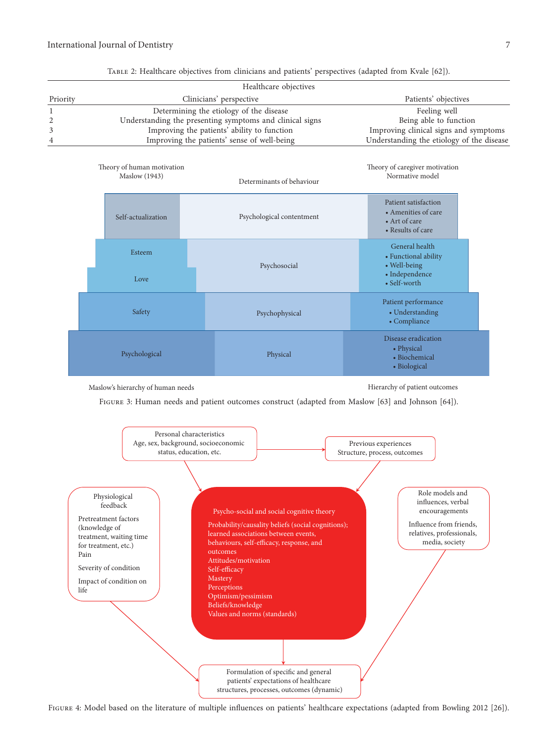Table 2: Healthcare objectives from clinicians and patients' perspectives (adapted from Kvale [62]).

| | Healthcare objectives | |
|---|---|---|
| Priority | Clinicians' perspective | Patients' objectives |
| 1 | Determining the etiology of the disease | Feeling well |
| 2 | Understanding the presenting symptoms and clinical signs | Being able to function |
| 3 | Improving the patients' ability to function | Improving clinical signs and symptoms |
| 4 | Improving the patients' sense of well-being | Understanding the etiology of the disease |

Theory of human motivation Maslow (1943) | Determinants of behaviour | Theory of caregiver motivation Normative model

| Maslow's hierarchy of human needs | Determinants of behaviour | Hierarchy of patient outcomes |
|---|---|---|
| Self-actualization | Psychological contentment | Patient satisfaction • Amenities of care • Art of care • Results of care |
| Esteem / Love | Psychosocial | General health • Functional ability • Well-being • Independence • Self-worth |
| Safety | Psychophysical | Patient performance • Understanding • Compliance |
| Psychological | Physical | Disease eradication • Physical • Biochemical • Biological |

Figure 3: Human needs and patient outcomes construct (adapted from Maslow [63] and Johnson [64]).

Personal characteristics: Age, sex, background, socioeconomic status, education, etc.

Previous experiences: Structure, process, outcomes

Physiological feedback: Pretreatment factors (knowledge of treatment, waiting time for treatment, etc.) Pain; Severity of condition; Impact of condition on life

Psycho-social and social cognitive theory: Probability/causality beliefs (social cognitions); learned associations between events, behaviours, self-efficacy, response, and outcomes; Attitudes/motivation; Self-efficacy; Mastery; Perceptions; Optimism/pessimism; Beliefs/knowledge; Values and norms (standards)

Role models and influences, verbal encouragements: Influence from friends, relatives, professionals, media, society

Formulation of specific and general patients' expectations of healthcare structures, processes, outcomes (dynamic)

Figure 4: Model based on the literature of multiple influences on patients' healthcare expectations (adapted from Bowling 2012 [26]).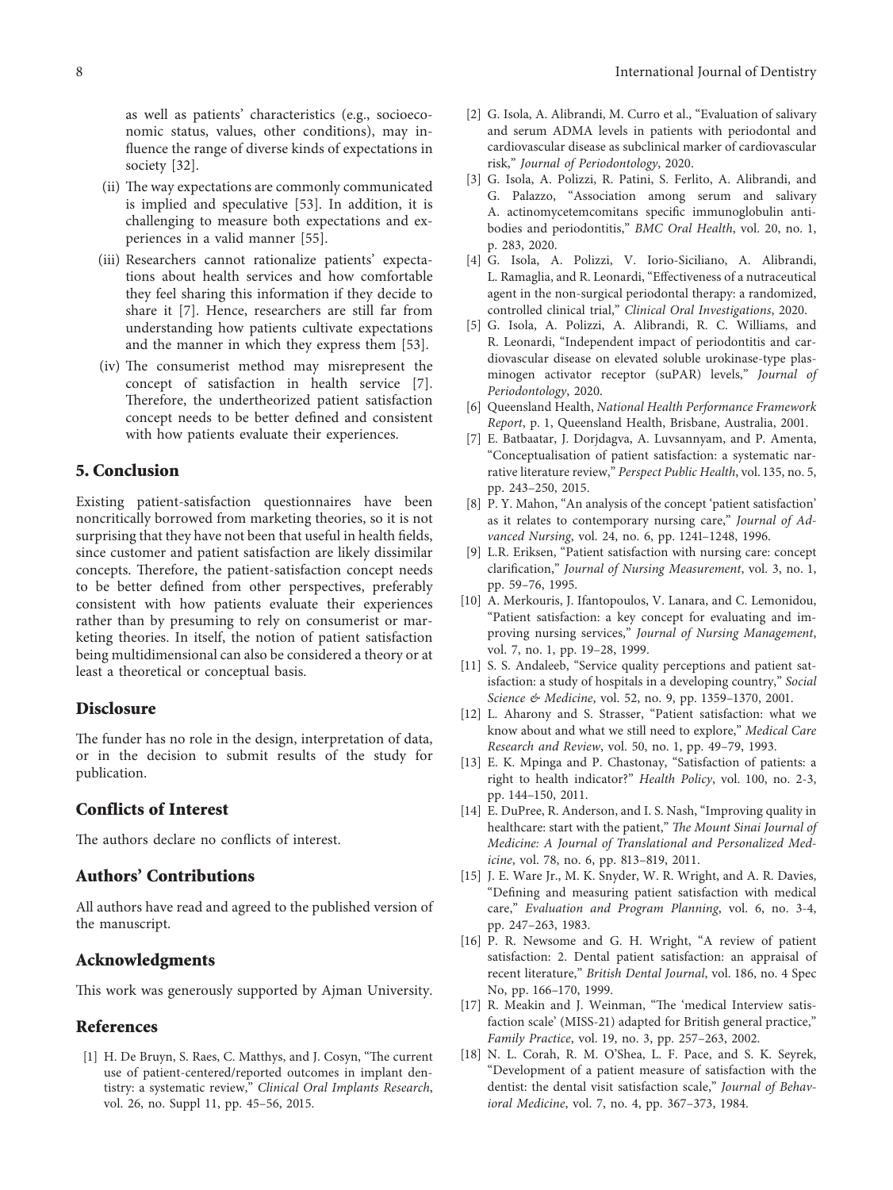as well as patients' characteristics (e.g., socioeconomic status, values, other conditions), may influence the range of diverse kinds of expectations in society [32].

(ii) The way expectations are commonly communicated is implied and speculative [53]. In addition, it is challenging to measure both expectations and experiences in a valid manner [55].

(iii) Researchers cannot rationalize patients' expectations about health services and how comfortable they feel sharing this information if they decide to share it [7]. Hence, researchers are still far from understanding how patients cultivate expectations and the manner in which they express them [53].

(iv) The consumerist method may misrepresent the concept of satisfaction in health service [7]. Therefore, the undertheorized patient satisfaction concept needs to be better defined and consistent with how patients evaluate their experiences.

## 5. Conclusion

Existing patient-satisfaction questionnaires have been noncritically borrowed from marketing theories, so it is not surprising that they have not been that useful in health fields, since customer and patient satisfaction are likely dissimilar concepts. Therefore, the patient-satisfaction concept needs to be better defined from other perspectives, preferably consistent with how patients evaluate their experiences rather than by presuming to rely on consumerist or marketing theories. In itself, the notion of patient satisfaction being multidimensional can also be considered a theory or at least a theoretical or conceptual basis.

## Disclosure

The funder has no role in the design, interpretation of data, or in the decision to submit results of the study for publication.

## Conflicts of Interest

The authors declare no conflicts of interest.

## Authors' Contributions

All authors have read and agreed to the published version of the manuscript.

## Acknowledgments

This work was generously supported by Ajman University.

## References

[1] H. De Bruyn, S. Raes, C. Matthys, and J. Cosyn, "The current use of patient-centered/reported outcomes in implant dentistry: a systematic review," *Clinical Oral Implants Research*, vol. 26, no. Suppl 11, pp. 45–56, 2015.

[2] G. Isola, A. Alibrandi, M. Curro et al., "Evaluation of salivary and serum ADMA levels in patients with periodontal and cardiovascular disease as subclinical marker of cardiovascular risk," *Journal of Periodontology*, 2020.

[3] G. Isola, A. Polizzi, R. Patini, S. Ferlito, A. Alibrandi, and G. Palazzo, "Association among serum and salivary A. actinomycetemcomitans specific immunoglobulin antibodies and periodontitis," *BMC Oral Health*, vol. 20, no. 1, p. 283, 2020.

[4] G. Isola, A. Polizzi, V. Iorio-Siciliano, A. Alibrandi, L. Ramaglia, and R. Leonardi, "Effectiveness of a nutraceutical agent in the non-surgical periodontal therapy: a randomized, controlled clinical trial," *Clinical Oral Investigations*, 2020.

[5] G. Isola, A. Polizzi, A. Alibrandi, R. C. Williams, and R. Leonardi, "Independent impact of periodontitis and cardiovascular disease on elevated soluble urokinase-type plasminogen activator receptor (suPAR) levels," *Journal of Periodontology*, 2020.

[6] Queensland Health, *National Health Performance Framework Report*, p. 1, Queensland Health, Brisbane, Australia, 2001.

[7] E. Batbaatar, J. Dorjdagva, A. Luvsannyam, and P. Amenta, "Conceptualisation of patient satisfaction: a systematic narrative literature review," *Perspect Public Health*, vol. 135, no. 5, pp. 243–250, 2015.

[8] P. Y. Mahon, "An analysis of the concept 'patient satisfaction' as it relates to contemporary nursing care," *Journal of Advanced Nursing*, vol. 24, no. 6, pp. 1241–1248, 1996.

[9] L.R. Eriksen, "Patient satisfaction with nursing care: concept clarification," *Journal of Nursing Measurement*, vol. 3, no. 1, pp. 59–76, 1995.

[10] A. Merkouris, J. Ifantopoulos, V. Lanara, and C. Lemonidou, "Patient satisfaction: a key concept for evaluating and improving nursing services," *Journal of Nursing Management*, vol. 7, no. 1, pp. 19–28, 1999.

[11] S. S. Andaleeb, "Service quality perceptions and patient satisfaction: a study of hospitals in a developing country," *Social Science & Medicine*, vol. 52, no. 9, pp. 1359–1370, 2001.

[12] L. Aharony and S. Strasser, "Patient satisfaction: what we know about and what we still need to explore," *Medical Care Research and Review*, vol. 50, no. 1, pp. 49–79, 1993.

[13] E. K. Mpinga and P. Chastonay, "Satisfaction of patients: a right to health indicator?" *Health Policy*, vol. 100, no. 2-3, pp. 144–150, 2011.

[14] E. DuPree, R. Anderson, and I. S. Nash, "Improving quality in healthcare: start with the patient," *The Mount Sinai Journal of Medicine: A Journal of Translational and Personalized Medicine*, vol. 78, no. 6, pp. 813–819, 2011.

[15] J. E. Ware Jr., M. K. Snyder, W. R. Wright, and A. R. Davies, "Defining and measuring patient satisfaction with medical care," *Evaluation and Program Planning*, vol. 6, no. 3-4, pp. 247–263, 1983.

[16] P. R. Newsome and G. H. Wright, "A review of patient satisfaction: 2. Dental patient satisfaction: an appraisal of recent literature," *British Dental Journal*, vol. 186, no. 4 Spec No, pp. 166–170, 1999.

[17] R. Meakin and J. Weinman, "The 'medical Interview satisfaction scale' (MISS-21) adapted for British general practice," *Family Practice*, vol. 19, no. 3, pp. 257–263, 2002.

[18] N. L. Corah, R. M. O'Shea, L. F. Pace, and S. K. Seyrek, "Development of a patient measure of satisfaction with the dentist: the dental visit satisfaction scale," *Journal of Behavioral Medicine*, vol. 7, no. 4, pp. 367–373, 1984.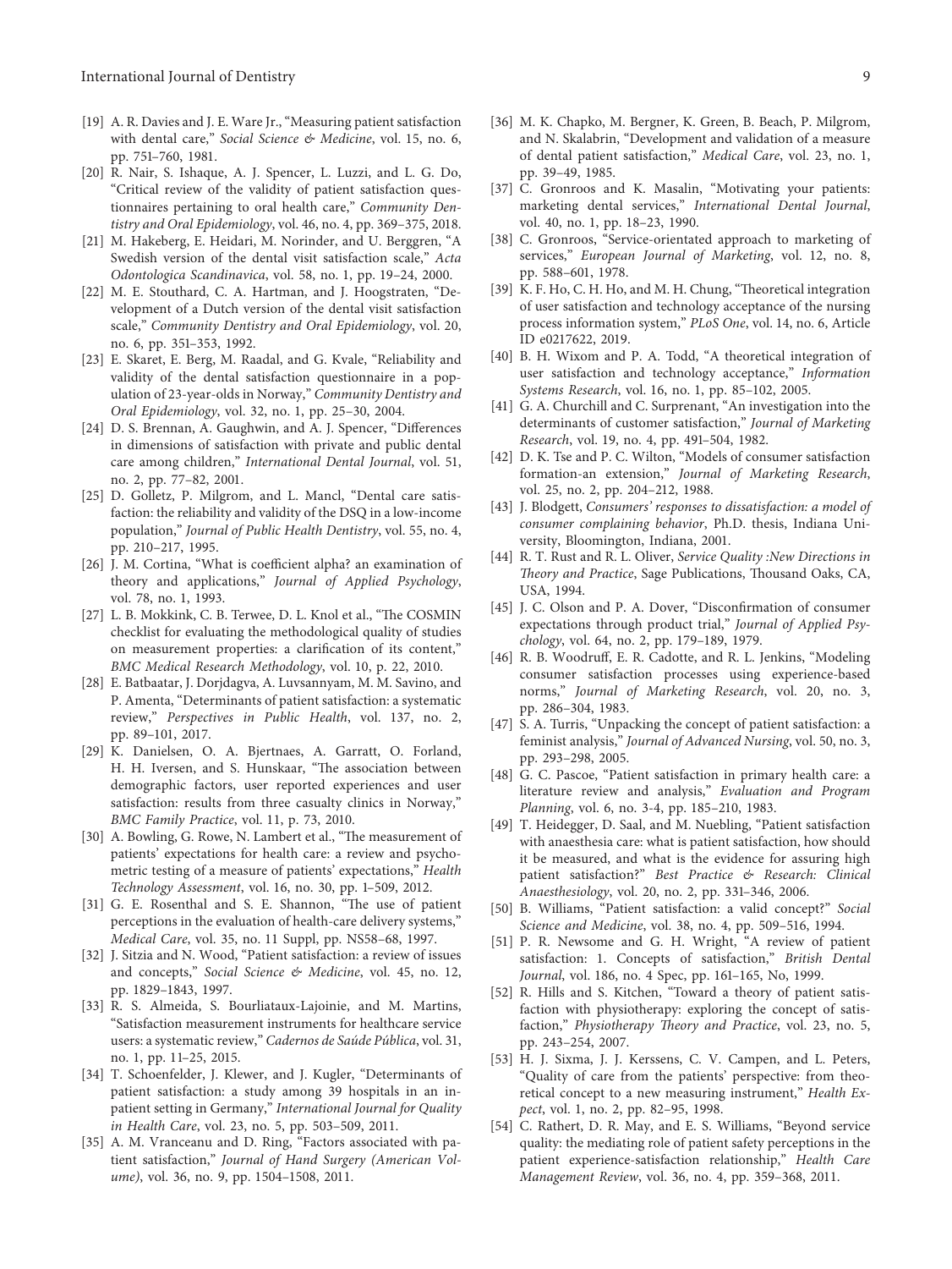[19] A. R. Davies and J. E. Ware Jr., "Measuring patient satisfaction with dental care," *Social Science & Medicine*, vol. 15, no. 6, pp. 751–760, 1981.

[20] R. Nair, S. Ishaque, A. J. Spencer, L. Luzzi, and L. G. Do, "Critical review of the validity of patient satisfaction questionnaires pertaining to oral health care," *Community Dentistry and Oral Epidemiology*, vol. 46, no. 4, pp. 369–375, 2018.

[21] M. Hakeberg, E. Heidari, M. Norinder, and U. Berggren, "A Swedish version of the dental visit satisfaction scale," *Acta Odontologica Scandinavica*, vol. 58, no. 1, pp. 19–24, 2000.

[22] M. E. Stouthard, C. A. Hartman, and J. Hoogstraten, "Development of a Dutch version of the dental visit satisfaction scale," *Community Dentistry and Oral Epidemiology*, vol. 20, no. 6, pp. 351–353, 1992.

[23] E. Skaret, E. Berg, M. Raadal, and G. Kvale, "Reliability and validity of the dental satisfaction questionnaire in a population of 23-year-olds in Norway," *Community Dentistry and Oral Epidemiology*, vol. 32, no. 1, pp. 25–30, 2004.

[24] D. S. Brennan, A. Gaughwin, and A. J. Spencer, "Differences in dimensions of satisfaction with private and public dental care among children," *International Dental Journal*, vol. 51, no. 2, pp. 77–82, 2001.

[25] D. Golletz, P. Milgrom, and L. Mancl, "Dental care satisfaction: the reliability and validity of the DSQ in a low-income population," *Journal of Public Health Dentistry*, vol. 55, no. 4, pp. 210–217, 1995.

[26] J. M. Cortina, "What is coefficient alpha? an examination of theory and applications," *Journal of Applied Psychology*, vol. 78, no. 1, 1993.

[27] L. B. Mokkink, C. B. Terwee, D. L. Knol et al., "The COSMIN checklist for evaluating the methodological quality of studies on measurement properties: a clarification of its content," *BMC Medical Research Methodology*, vol. 10, p. 22, 2010.

[28] E. Batbaatar, J. Dorjdagva, A. Luvsannyam, M. M. Savino, and P. Amenta, "Determinants of patient satisfaction: a systematic review," *Perspectives in Public Health*, vol. 137, no. 2, pp. 89–101, 2017.

[29] K. Danielsen, O. A. Bjertnaes, A. Garratt, O. Forland, H. H. Iversen, and S. Hunskaar, "The association between demographic factors, user reported experiences and user satisfaction: results from three casualty clinics in Norway," *BMC Family Practice*, vol. 11, p. 73, 2010.

[30] A. Bowling, G. Rowe, N. Lambert et al., "The measurement of patients' expectations for health care: a review and psychometric testing of a measure of patients' expectations," *Health Technology Assessment*, vol. 16, no. 30, pp. 1–509, 2012.

[31] G. E. Rosenthal and S. E. Shannon, "The use of patient perceptions in the evaluation of health-care delivery systems," *Medical Care*, vol. 35, no. 11 Suppl, pp. NS58–68, 1997.

[32] J. Sitzia and N. Wood, "Patient satisfaction: a review of issues and concepts," *Social Science & Medicine*, vol. 45, no. 12, pp. 1829–1843, 1997.

[33] R. S. Almeida, S. Bourliataux-Lajoinie, and M. Martins, "Satisfaction measurement instruments for healthcare service users: a systematic review," *Cadernos de Saúde Pública*, vol. 31, no. 1, pp. 11–25, 2015.

[34] T. Schoenfelder, J. Klewer, and J. Kugler, "Determinants of patient satisfaction: a study among 39 hospitals in an inpatient setting in Germany," *International Journal for Quality in Health Care*, vol. 23, no. 5, pp. 503–509, 2011.

[35] A. M. Vranceanu and D. Ring, "Factors associated with patient satisfaction," *Journal of Hand Surgery (American Volume)*, vol. 36, no. 9, pp. 1504–1508, 2011.

[36] M. K. Chapko, M. Bergner, K. Green, B. Beach, P. Milgrom, and N. Skalabrin, "Development and validation of a measure of dental patient satisfaction," *Medical Care*, vol. 23, no. 1, pp. 39–49, 1985.

[37] C. Gronroos and K. Masalin, "Motivating your patients: marketing dental services," *International Dental Journal*, vol. 40, no. 1, pp. 18–23, 1990.

[38] C. Gronroos, "Service-orientated approach to marketing of services," *European Journal of Marketing*, vol. 12, no. 8, pp. 588–601, 1978.

[39] K. F. Ho, C. H. Ho, and M. H. Chung, "Theoretical integration of user satisfaction and technology acceptance of the nursing process information system," *PLoS One*, vol. 14, no. 6, Article ID e0217622, 2019.

[40] B. H. Wixom and P. A. Todd, "A theoretical integration of user satisfaction and technology acceptance," *Information Systems Research*, vol. 16, no. 1, pp. 85–102, 2005.

[41] G. A. Churchill and C. Surprenant, "An investigation into the determinants of customer satisfaction," *Journal of Marketing Research*, vol. 19, no. 4, pp. 491–504, 1982.

[42] D. K. Tse and P. C. Wilton, "Models of consumer satisfaction formation-an extension," *Journal of Marketing Research*, vol. 25, no. 2, pp. 204–212, 1988.

[43] J. Blodgett, *Consumers' responses to dissatisfaction: a model of consumer complaining behavior*, Ph.D. thesis, Indiana University, Bloomington, Indiana, 2001.

[44] R. T. Rust and R. L. Oliver, *Service Quality :New Directions in Theory and Practice*, Sage Publications, Thousand Oaks, CA, USA, 1994.

[45] J. C. Olson and P. A. Dover, "Disconfirmation of consumer expectations through product trial," *Journal of Applied Psychology*, vol. 64, no. 2, pp. 179–189, 1979.

[46] R. B. Woodruff, E. R. Cadotte, and R. L. Jenkins, "Modeling consumer satisfaction processes using experience-based norms," *Journal of Marketing Research*, vol. 20, no. 3, pp. 286–304, 1983.

[47] S. A. Turris, "Unpacking the concept of patient satisfaction: a feminist analysis," *Journal of Advanced Nursing*, vol. 50, no. 3, pp. 293–298, 2005.

[48] G. C. Pascoe, "Patient satisfaction in primary health care: a literature review and analysis," *Evaluation and Program Planning*, vol. 6, no. 3-4, pp. 185–210, 1983.

[49] T. Heidegger, D. Saal, and M. Nuebling, "Patient satisfaction with anaesthesia care: what is patient satisfaction, how should it be measured, and what is the evidence for assuring high patient satisfaction?" *Best Practice & Research: Clinical Anaesthesiology*, vol. 20, no. 2, pp. 331–346, 2006.

[50] B. Williams, "Patient satisfaction: a valid concept?" *Social Science and Medicine*, vol. 38, no. 4, pp. 509–516, 1994.

[51] P. R. Newsome and G. H. Wright, "A review of patient satisfaction: 1. Concepts of satisfaction," *British Dental Journal*, vol. 186, no. 4 Spec, pp. 161–165, No, 1999.

[52] R. Hills and S. Kitchen, "Toward a theory of patient satisfaction with physiotherapy: exploring the concept of satisfaction," *Physiotherapy Theory and Practice*, vol. 23, no. 5, pp. 243–254, 2007.

[53] H. J. Sixma, J. J. Kerssens, C. V. Campen, and L. Peters, "Quality of care from the patients' perspective: from theoretical concept to a new measuring instrument," *Health Expect*, vol. 1, no. 2, pp. 82–95, 1998.

[54] C. Rathert, D. R. May, and E. S. Williams, "Beyond service quality: the mediating role of patient safety perceptions in the patient experience-satisfaction relationship," *Health Care Management Review*, vol. 36, no. 4, pp. 359–368, 2011.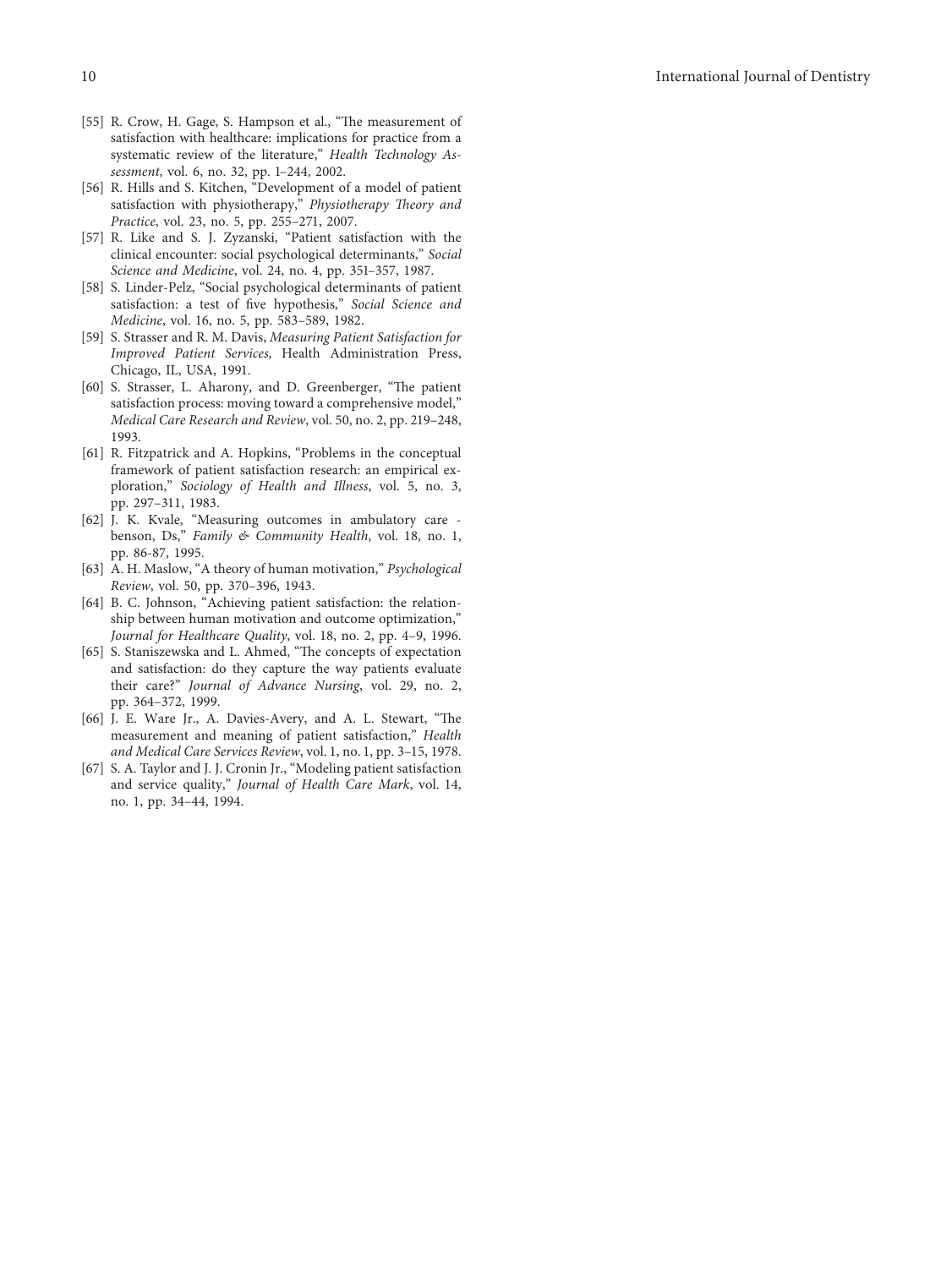[55] R. Crow, H. Gage, S. Hampson et al., "The measurement of satisfaction with healthcare: implications for practice from a systematic review of the literature," *Health Technology Assessment*, vol. 6, no. 32, pp. 1–244, 2002.

[56] R. Hills and S. Kitchen, "Development of a model of patient satisfaction with physiotherapy," *Physiotherapy Theory and Practice*, vol. 23, no. 5, pp. 255–271, 2007.

[57] R. Like and S. J. Zyzanski, "Patient satisfaction with the clinical encounter: social psychological determinants," *Social Science and Medicine*, vol. 24, no. 4, pp. 351–357, 1987.

[58] S. Linder-Pelz, "Social psychological determinants of patient satisfaction: a test of five hypothesis," *Social Science and Medicine*, vol. 16, no. 5, pp. 583–589, 1982.

[59] S. Strasser and R. M. Davis, *Measuring Patient Satisfaction for Improved Patient Services*, Health Administration Press, Chicago, IL, USA, 1991.

[60] S. Strasser, L. Aharony, and D. Greenberger, "The patient satisfaction process: moving toward a comprehensive model," *Medical Care Research and Review*, vol. 50, no. 2, pp. 219–248, 1993.

[61] R. Fitzpatrick and A. Hopkins, "Problems in the conceptual framework of patient satisfaction research: an empirical exploration," *Sociology of Health and Illness*, vol. 5, no. 3, pp. 297–311, 1983.

[62] J. K. Kvale, "Measuring outcomes in ambulatory care - benson, Ds," *Family & Community Health*, vol. 18, no. 1, pp. 86-87, 1995.

[63] A. H. Maslow, "A theory of human motivation," *Psychological Review*, vol. 50, pp. 370–396, 1943.

[64] B. C. Johnson, "Achieving patient satisfaction: the relationship between human motivation and outcome optimization," *Journal for Healthcare Quality*, vol. 18, no. 2, pp. 4–9, 1996.

[65] S. Staniszewska and L. Ahmed, "The concepts of expectation and satisfaction: do they capture the way patients evaluate their care?" *Journal of Advance Nursing*, vol. 29, no. 2, pp. 364–372, 1999.

[66] J. E. Ware Jr., A. Davies-Avery, and A. L. Stewart, "The measurement and meaning of patient satisfaction," *Health and Medical Care Services Review*, vol. 1, no. 1, pp. 3–15, 1978.

[67] S. A. Taylor and J. J. Cronin Jr., "Modeling patient satisfaction and service quality," *Journal of Health Care Mark*, vol. 14, no. 1, pp. 34–44, 1994.